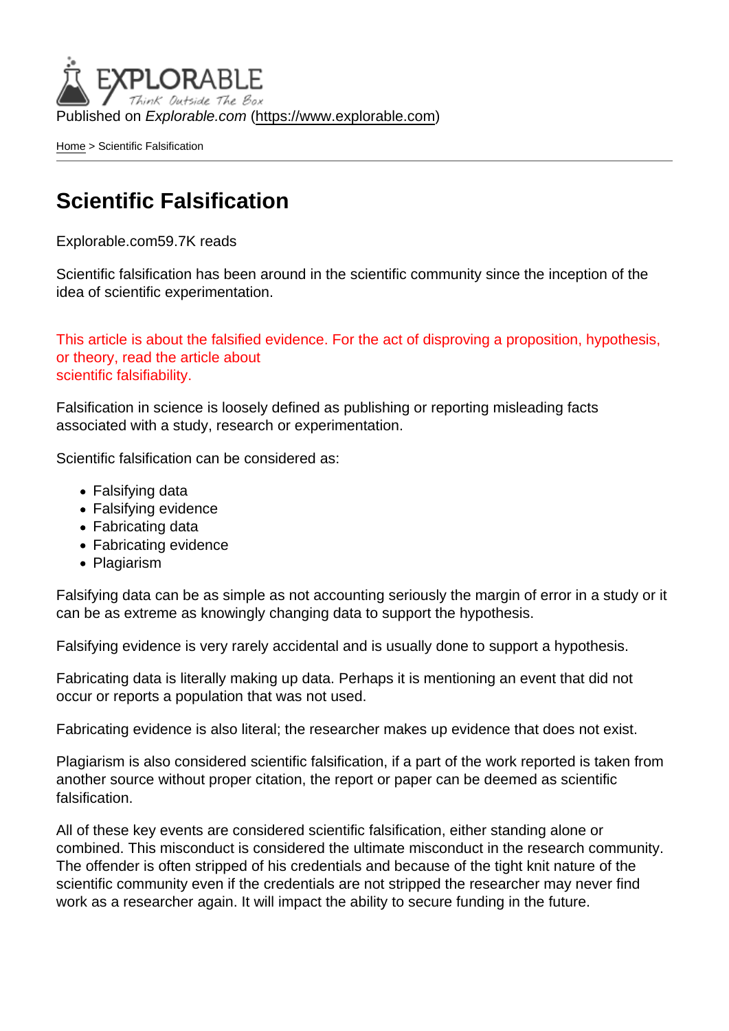Published on *Explorable.com* (https://www.explorable.com)

Home > Scientific Falsification

# Scientific Falsification

Explorable.com59.7K reads

Scientific falsification has been around in the scientific community since the inception of the idea of scientific experimentation.

This article is about the falsified evidence. For the act of disproving a proposition, hypothesis, or theory, read the article about
scientific falsifiability.

Falsification in science is loosely defined as publishing or reporting misleading facts associated with a study, research or experimentation.

Scientific falsification can be considered as:

- Falsifying data
- Falsifying evidence
- Fabricating data
- Fabricating evidence
- Plagiarism

Falsifying data can be as simple as not accounting seriously the margin of error in a study or it can be as extreme as knowingly changing data to support the hypothesis.

Falsifying evidence is very rarely accidental and is usually done to support a hypothesis.

Fabricating data is literally making up data. Perhaps it is mentioning an event that did not occur or reports a population that was not used.

Fabricating evidence is also literal; the researcher makes up evidence that does not exist.

Plagiarism is also considered scientific falsification, if a part of the work reported is taken from another source without proper citation, the report or paper can be deemed as scientific falsification.

All of these key events are considered scientific falsification, either standing alone or combined. This misconduct is considered the ultimate misconduct in the research community. The offender is often stripped of his credentials and because of the tight knit nature of the scientific community even if the credentials are not stripped the researcher may never find work as a researcher again. It will impact the ability to secure funding in the future.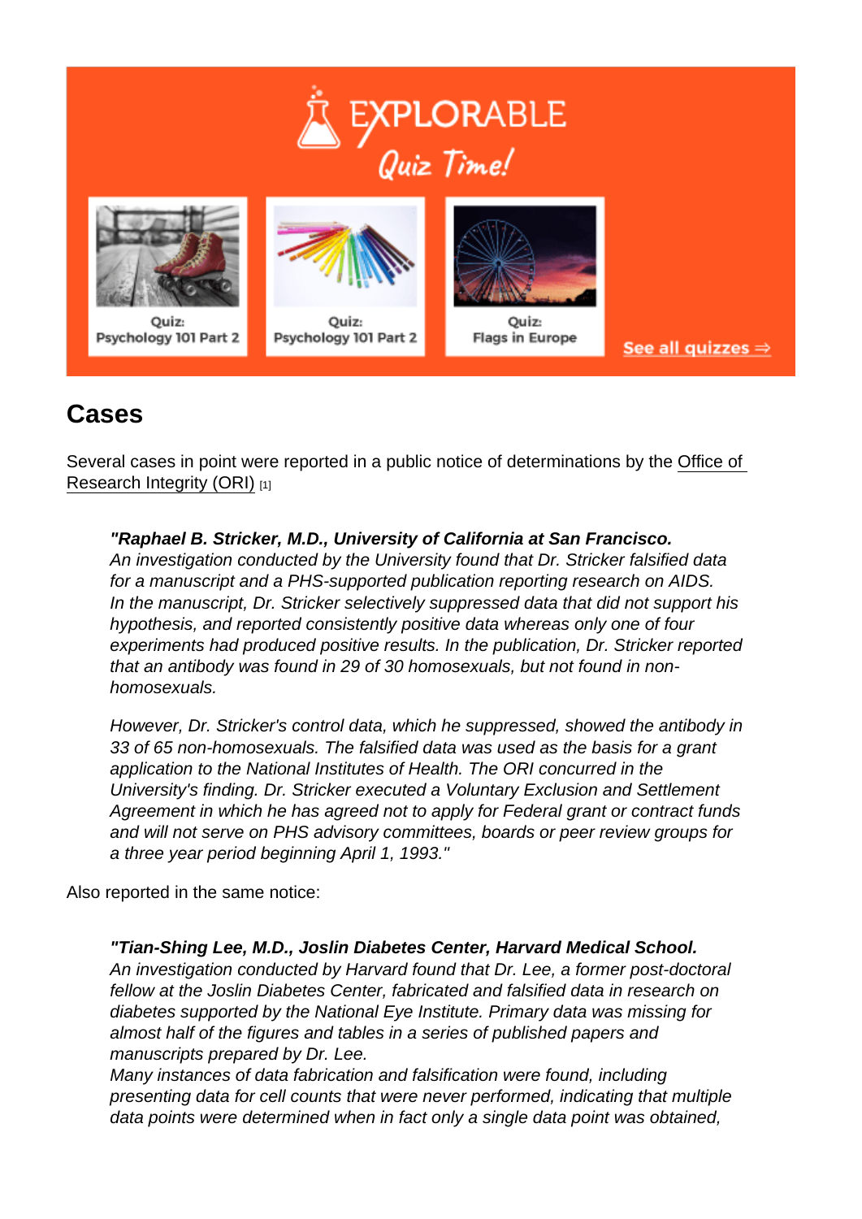## Cases

Several cases in point were reported in a public notice of determinations by the Office of Research Integrity (ORI) [1]

> *"**Raphael B. Stricker, M.D., University of California at San Francisco.** An investigation conducted by the University found that Dr. Stricker falsified data for a manuscript and a PHS-supported publication reporting research on AIDS. In the manuscript, Dr. Stricker selectively suppressed data that did not support his hypothesis, and reported consistently positive data whereas only one of four experiments had produced positive results. In the publication, Dr. Stricker reported that an antibody was found in 29 of 30 homosexuals, but not found in non-homosexuals.*
>
> *However, Dr. Stricker's control data, which he suppressed, showed the antibody in 33 of 65 non-homosexuals. The falsified data was used as the basis for a grant application to the National Institutes of Health. The ORI concurred in the University's finding. Dr. Stricker executed a Voluntary Exclusion and Settlement Agreement in which he has agreed not to apply for Federal grant or contract funds and will not serve on PHS advisory committees, boards or peer review groups for a three year period beginning April 1, 1993."*

Also reported in the same notice:

> *"**Tian-Shing Lee, M.D., Joslin Diabetes Center, Harvard Medical School.** An investigation conducted by Harvard found that Dr. Lee, a former post-doctoral fellow at the Joslin Diabetes Center, fabricated and falsified data in research on diabetes supported by the National Eye Institute. Primary data was missing for almost half of the figures and tables in a series of published papers and manuscripts prepared by Dr. Lee.*
> *Many instances of data fabrication and falsification were found, including presenting data for cell counts that were never performed, indicating that multiple data points were determined when in fact only a single data point was obtained,*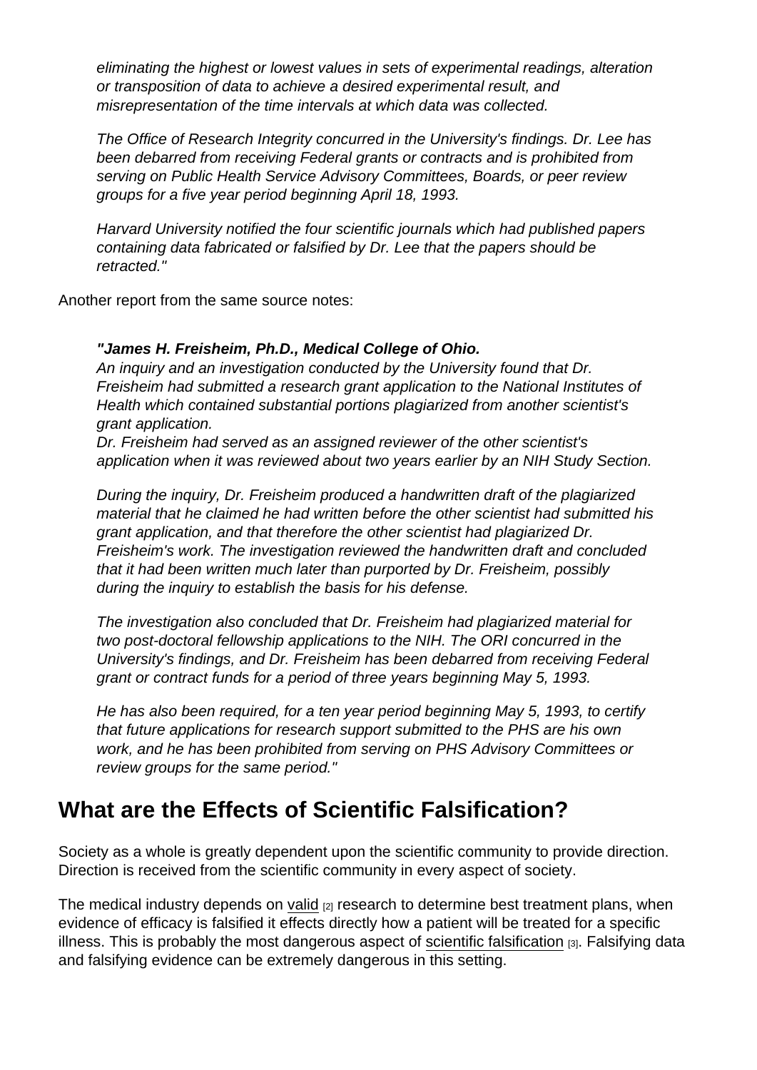> *eliminating the highest or lowest values in sets of experimental readings, alteration or transposition of data to achieve a desired experimental result, and misrepresentation of the time intervals at which data was collected.*
>
> *The Office of Research Integrity concurred in the University's findings. Dr. Lee has been debarred from receiving Federal grants or contracts and is prohibited from serving on Public Health Service Advisory Committees, Boards, or peer review groups for a five year period beginning April 18, 1993.*
>
> *Harvard University notified the four scientific journals which had published papers containing data fabricated or falsified by Dr. Lee that the papers should be retracted."*

Another report from the same source notes:

> ***"James H. Freisheim, Ph.D., Medical College of Ohio.***
> *An inquiry and an investigation conducted by the University found that Dr. Freisheim had submitted a research grant application to the National Institutes of Health which contained substantial portions plagiarized from another scientist's grant application.*
> *Dr. Freisheim had served as an assigned reviewer of the other scientist's application when it was reviewed about two years earlier by an NIH Study Section.*
>
> *During the inquiry, Dr. Freisheim produced a handwritten draft of the plagiarized material that he claimed he had written before the other scientist had submitted his grant application, and that therefore the other scientist had plagiarized Dr. Freisheim's work. The investigation reviewed the handwritten draft and concluded that it had been written much later than purported by Dr. Freisheim, possibly during the inquiry to establish the basis for his defense.*
>
> *The investigation also concluded that Dr. Freisheim had plagiarized material for two post-doctoral fellowship applications to the NIH. The ORI concurred in the University's findings, and Dr. Freisheim has been debarred from receiving Federal grant or contract funds for a period of three years beginning May 5, 1993.*
>
> *He has also been required, for a ten year period beginning May 5, 1993, to certify that future applications for research support submitted to the PHS are his own work, and he has been prohibited from serving on PHS Advisory Committees or review groups for the same period."*

## What are the Effects of Scientific Falsification?

Society as a whole is greatly dependent upon the scientific community to provide direction. Direction is received from the scientific community in every aspect of society.

The medical industry depends on valid [2] research to determine best treatment plans, when evidence of efficacy is falsified it effects directly how a patient will be treated for a specific illness. This is probably the most dangerous aspect of scientific falsification [3]. Falsifying data and falsifying evidence can be extremely dangerous in this setting.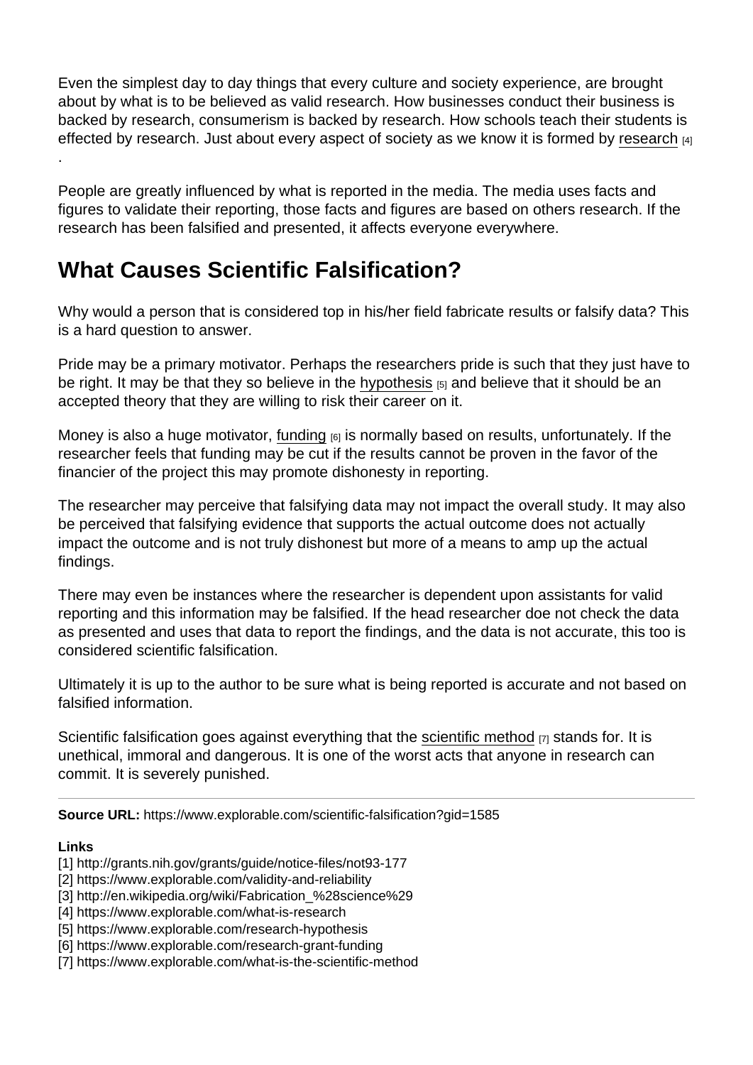Even the simplest day to day things that every culture and society experience, are brought about by what is to be believed as valid research. How businesses conduct their business is backed by research, consumerism is backed by research. How schools teach their students is effected by research. Just about every aspect of society as we know it is formed by research [4] .

People are greatly influenced by what is reported in the media. The media uses facts and figures to validate their reporting, those facts and figures are based on others research. If the research has been falsified and presented, it affects everyone everywhere.

## What Causes Scientific Falsification?

Why would a person that is considered top in his/her field fabricate results or falsify data? This is a hard question to answer.

Pride may be a primary motivator. Perhaps the researchers pride is such that they just have to be right. It may be that they so believe in the hypothesis [5] and believe that it should be an accepted theory that they are willing to risk their career on it.

Money is also a huge motivator, funding [6] is normally based on results, unfortunately. If the researcher feels that funding may be cut if the results cannot be proven in the favor of the financier of the project this may promote dishonesty in reporting.

The researcher may perceive that falsifying data may not impact the overall study. It may also be perceived that falsifying evidence that supports the actual outcome does not actually impact the outcome and is not truly dishonest but more of a means to amp up the actual findings.

There may even be instances where the researcher is dependent upon assistants for valid reporting and this information may be falsified. If the head researcher doe not check the data as presented and uses that data to report the findings, and the data is not accurate, this too is considered scientific falsification.

Ultimately it is up to the author to be sure what is being reported is accurate and not based on falsified information.

Scientific falsification goes against everything that the scientific method [7] stands for. It is unethical, immoral and dangerous. It is one of the worst acts that anyone in research can commit. It is severely punished.

---

**Source URL:** https://www.explorable.com/scientific-falsification?gid=1585

**Links**
[1] http://grants.nih.gov/grants/guide/notice-files/not93-177
[2] https://www.explorable.com/validity-and-reliability
[3] http://en.wikipedia.org/wiki/Fabrication_%28science%29
[4] https://www.explorable.com/what-is-research
[5] https://www.explorable.com/research-hypothesis
[6] https://www.explorable.com/research-grant-funding
[7] https://www.explorable.com/what-is-the-scientific-method